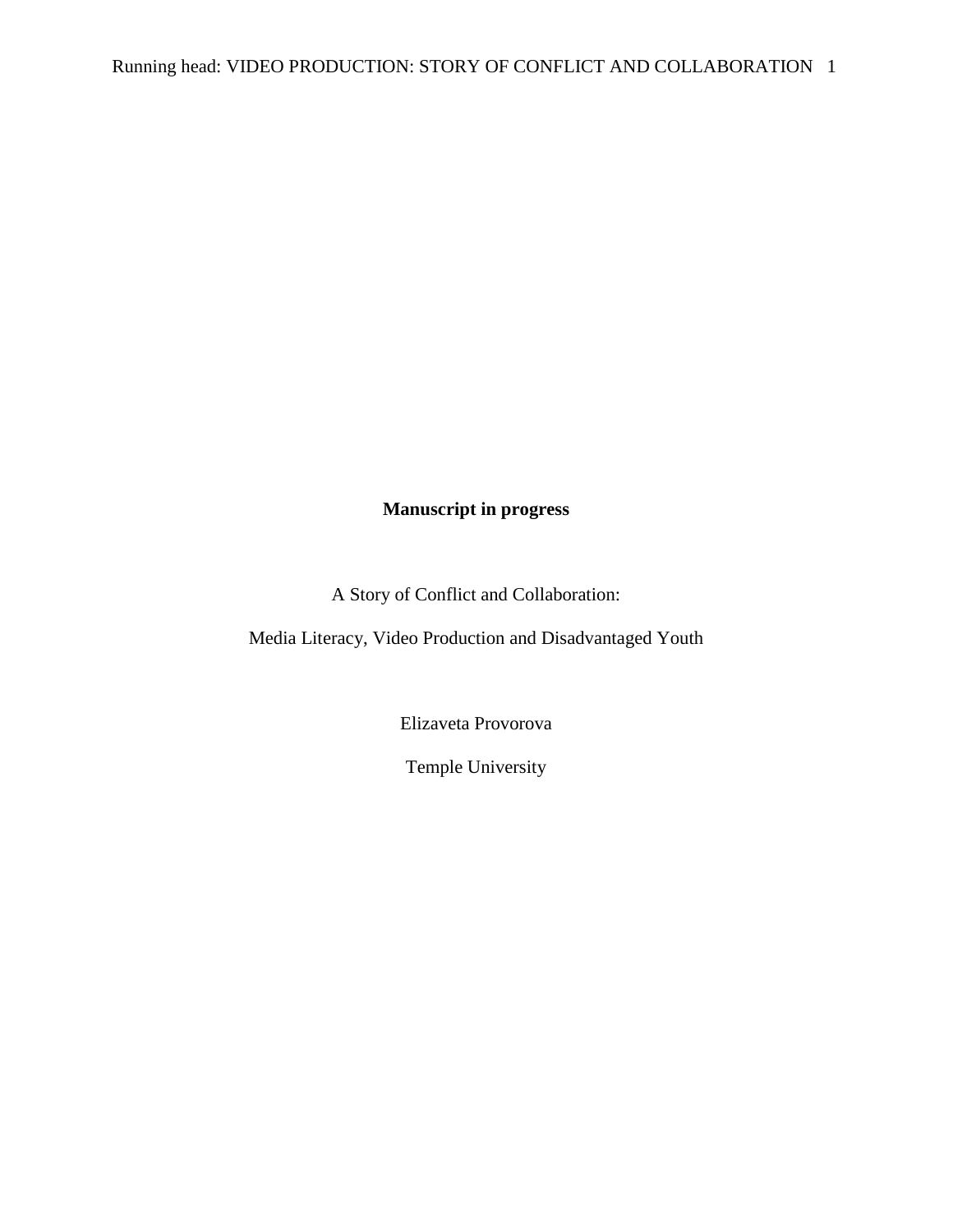**Manuscript in progress**

A Story of Conflict and Collaboration:

Media Literacy, Video Production and Disadvantaged Youth

Elizaveta Provorova

Temple University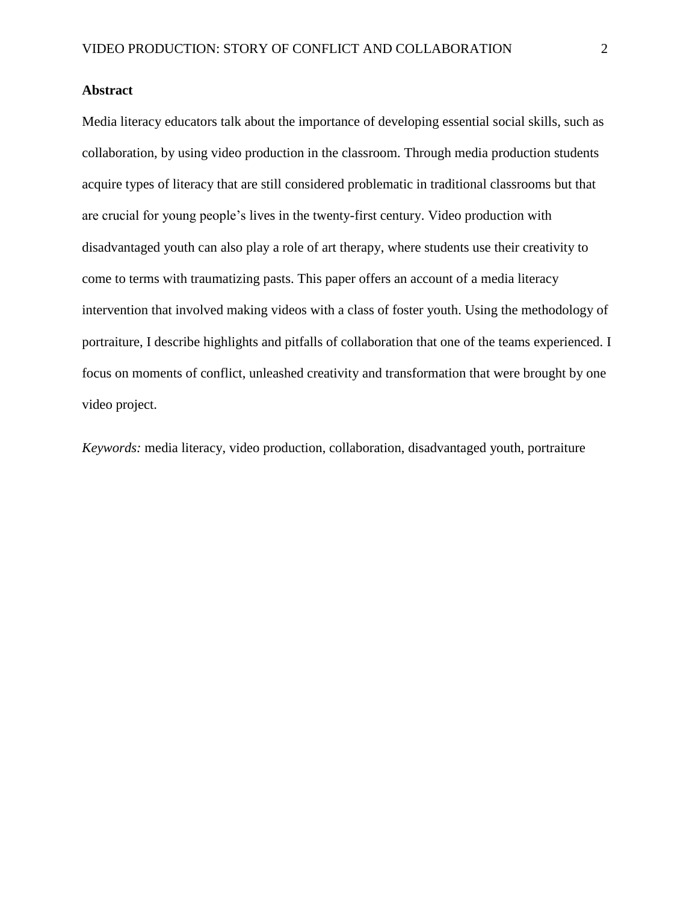## Abstract

Media literacy educators talk about the importance of developing essential social skills, such as collaboration, by using video production in the classroom. Through media production students acquire types of literacy that are still considered problematic in traditional classrooms but that are crucial for young people's lives in the twenty-first century. Video production with disadvantaged youth can also play a role of art therapy, where students use their creativity to come to terms with traumatizing pasts. This paper offers an account of a media literacy intervention that involved making videos with a class of foster youth. Using the methodology of portraiture, I describe highlights and pitfalls of collaboration that one of the teams experienced. I focus on moments of conflict, unleashed creativity and transformation that were brought by one video project.

*Keywords:* media literacy, video production, collaboration, disadvantaged youth, portraiture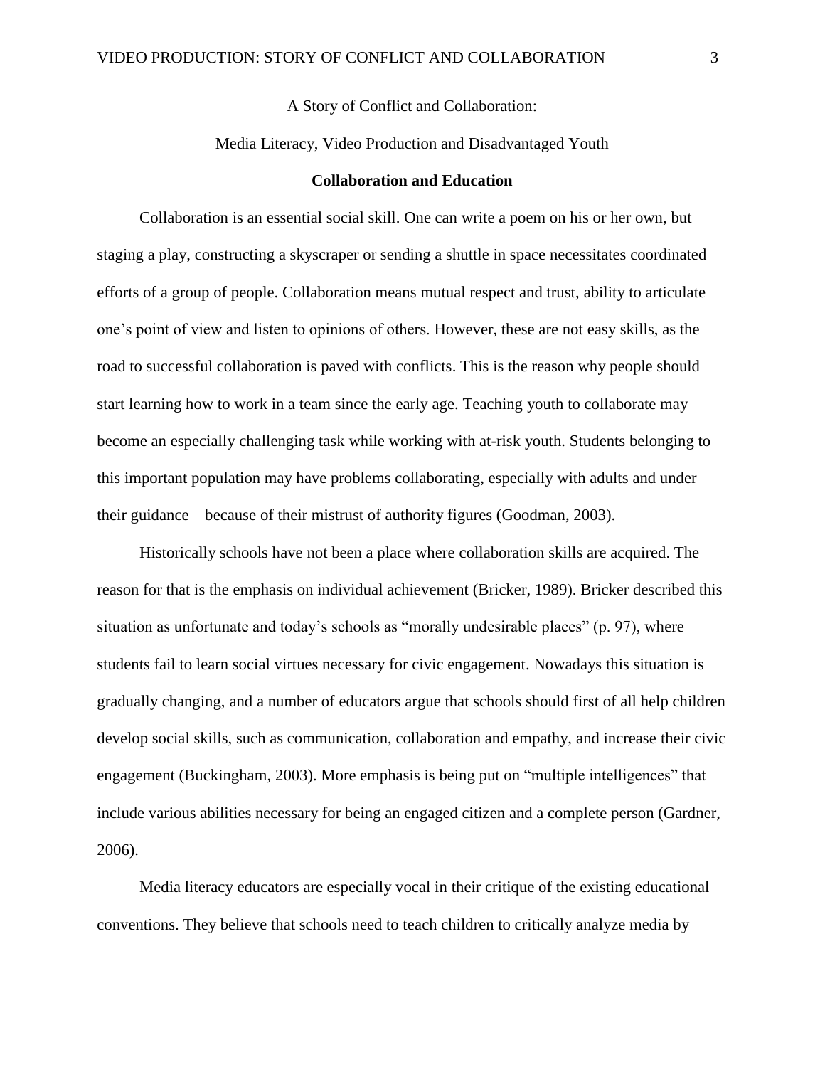A Story of Conflict and Collaboration:

Media Literacy, Video Production and Disadvantaged Youth

## Collaboration and Education

Collaboration is an essential social skill. One can write a poem on his or her own, but staging a play, constructing a skyscraper or sending a shuttle in space necessitates coordinated efforts of a group of people. Collaboration means mutual respect and trust, ability to articulate one's point of view and listen to opinions of others. However, these are not easy skills, as the road to successful collaboration is paved with conflicts. This is the reason why people should start learning how to work in a team since the early age. Teaching youth to collaborate may become an especially challenging task while working with at-risk youth. Students belonging to this important population may have problems collaborating, especially with adults and under their guidance – because of their mistrust of authority figures (Goodman, 2003).

Historically schools have not been a place where collaboration skills are acquired. The reason for that is the emphasis on individual achievement (Bricker, 1989). Bricker described this situation as unfortunate and today's schools as "morally undesirable places" (p. 97), where students fail to learn social virtues necessary for civic engagement. Nowadays this situation is gradually changing, and a number of educators argue that schools should first of all help children develop social skills, such as communication, collaboration and empathy, and increase their civic engagement (Buckingham, 2003). More emphasis is being put on "multiple intelligences" that include various abilities necessary for being an engaged citizen and a complete person (Gardner, 2006).

Media literacy educators are especially vocal in their critique of the existing educational conventions. They believe that schools need to teach children to critically analyze media by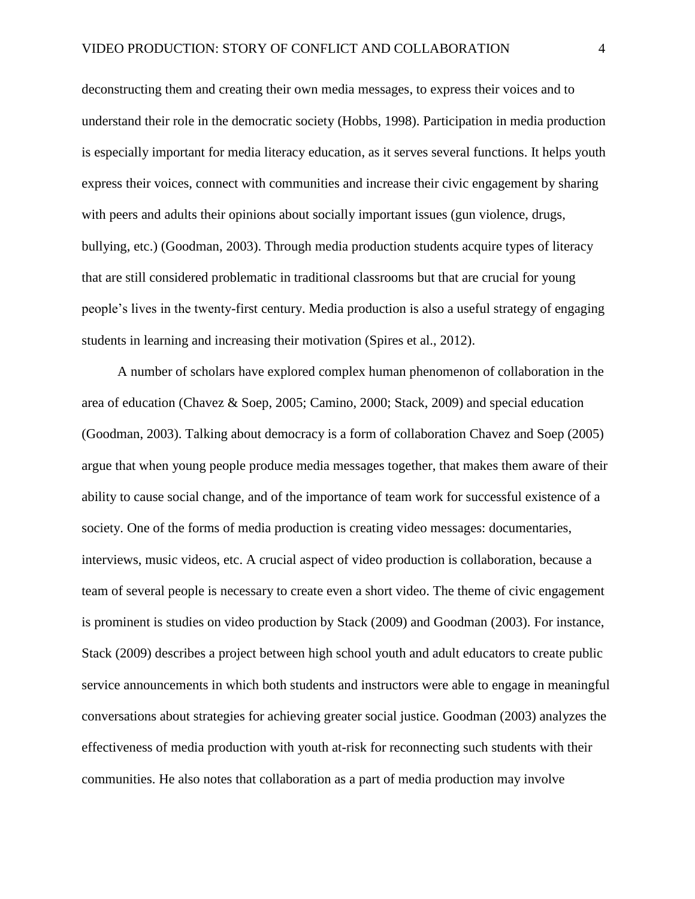deconstructing them and creating their own media messages, to express their voices and to understand their role in the democratic society (Hobbs, 1998). Participation in media production is especially important for media literacy education, as it serves several functions. It helps youth express their voices, connect with communities and increase their civic engagement by sharing with peers and adults their opinions about socially important issues (gun violence, drugs, bullying, etc.) (Goodman, 2003). Through media production students acquire types of literacy that are still considered problematic in traditional classrooms but that are crucial for young people's lives in the twenty-first century. Media production is also a useful strategy of engaging students in learning and increasing their motivation (Spires et al., 2012).

A number of scholars have explored complex human phenomenon of collaboration in the area of education (Chavez & Soep, 2005; Camino, 2000; Stack, 2009) and special education (Goodman, 2003). Talking about democracy is a form of collaboration Chavez and Soep (2005) argue that when young people produce media messages together, that makes them aware of their ability to cause social change, and of the importance of team work for successful existence of a society. One of the forms of media production is creating video messages: documentaries, interviews, music videos, etc. A crucial aspect of video production is collaboration, because a team of several people is necessary to create even a short video. The theme of civic engagement is prominent is studies on video production by Stack (2009) and Goodman (2003). For instance, Stack (2009) describes a project between high school youth and adult educators to create public service announcements in which both students and instructors were able to engage in meaningful conversations about strategies for achieving greater social justice. Goodman (2003) analyzes the effectiveness of media production with youth at-risk for reconnecting such students with their communities. He also notes that collaboration as a part of media production may involve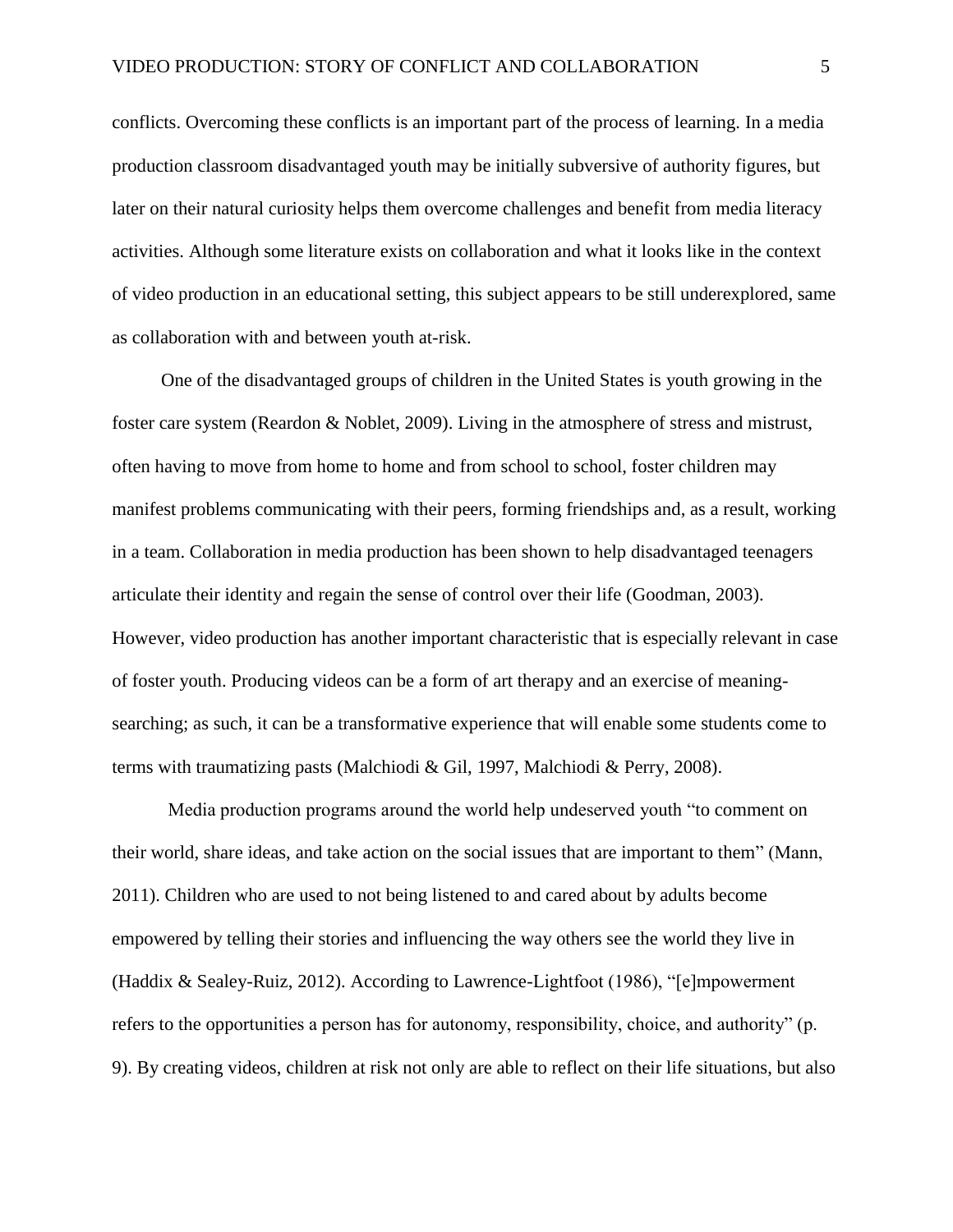conflicts. Overcoming these conflicts is an important part of the process of learning. In a media production classroom disadvantaged youth may be initially subversive of authority figures, but later on their natural curiosity helps them overcome challenges and benefit from media literacy activities. Although some literature exists on collaboration and what it looks like in the context of video production in an educational setting, this subject appears to be still underexplored, same as collaboration with and between youth at-risk.

One of the disadvantaged groups of children in the United States is youth growing in the foster care system (Reardon & Noblet, 2009). Living in the atmosphere of stress and mistrust, often having to move from home to home and from school to school, foster children may manifest problems communicating with their peers, forming friendships and, as a result, working in a team. Collaboration in media production has been shown to help disadvantaged teenagers articulate their identity and regain the sense of control over their life (Goodman, 2003). However, video production has another important characteristic that is especially relevant in case of foster youth. Producing videos can be a form of art therapy and an exercise of meaning-searching; as such, it can be a transformative experience that will enable some students come to terms with traumatizing pasts (Malchiodi & Gil, 1997, Malchiodi & Perry, 2008).

Media production programs around the world help undeserved youth "to comment on their world, share ideas, and take action on the social issues that are important to them" (Mann, 2011). Children who are used to not being listened to and cared about by adults become empowered by telling their stories and influencing the way others see the world they live in (Haddix & Sealey-Ruiz, 2012). According to Lawrence-Lightfoot (1986), "[e]mpowerment refers to the opportunities a person has for autonomy, responsibility, choice, and authority" (p. 9). By creating videos, children at risk not only are able to reflect on their life situations, but also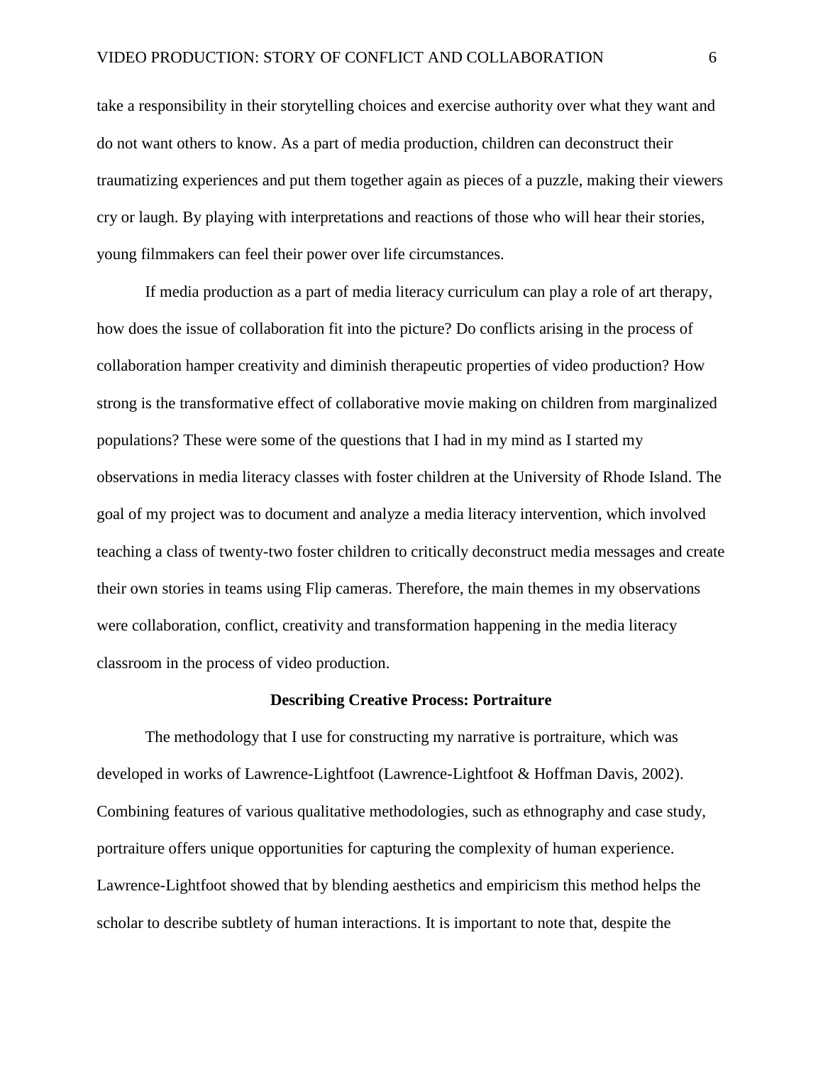take a responsibility in their storytelling choices and exercise authority over what they want and do not want others to know. As a part of media production, children can deconstruct their traumatizing experiences and put them together again as pieces of a puzzle, making their viewers cry or laugh. By playing with interpretations and reactions of those who will hear their stories, young filmmakers can feel their power over life circumstances.

If media production as a part of media literacy curriculum can play a role of art therapy, how does the issue of collaboration fit into the picture? Do conflicts arising in the process of collaboration hamper creativity and diminish therapeutic properties of video production? How strong is the transformative effect of collaborative movie making on children from marginalized populations? These were some of the questions that I had in my mind as I started my observations in media literacy classes with foster children at the University of Rhode Island. The goal of my project was to document and analyze a media literacy intervention, which involved teaching a class of twenty-two foster children to critically deconstruct media messages and create their own stories in teams using Flip cameras. Therefore, the main themes in my observations were collaboration, conflict, creativity and transformation happening in the media literacy classroom in the process of video production.

## Describing Creative Process: Portraiture

The methodology that I use for constructing my narrative is portraiture, which was developed in works of Lawrence-Lightfoot (Lawrence-Lightfoot & Hoffman Davis, 2002). Combining features of various qualitative methodologies, such as ethnography and case study, portraiture offers unique opportunities for capturing the complexity of human experience. Lawrence-Lightfoot showed that by blending aesthetics and empiricism this method helps the scholar to describe subtlety of human interactions. It is important to note that, despite the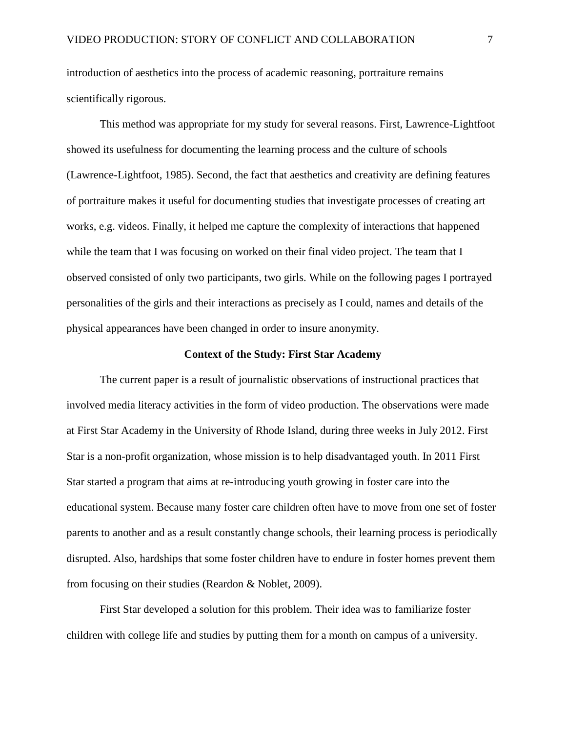introduction of aesthetics into the process of academic reasoning, portraiture remains scientifically rigorous.

This method was appropriate for my study for several reasons. First, Lawrence-Lightfoot showed its usefulness for documenting the learning process and the culture of schools (Lawrence-Lightfoot, 1985). Second, the fact that aesthetics and creativity are defining features of portraiture makes it useful for documenting studies that investigate processes of creating art works, e.g. videos. Finally, it helped me capture the complexity of interactions that happened while the team that I was focusing on worked on their final video project. The team that I observed consisted of only two participants, two girls. While on the following pages I portrayed personalities of the girls and their interactions as precisely as I could, names and details of the physical appearances have been changed in order to insure anonymity.

## Context of the Study: First Star Academy

The current paper is a result of journalistic observations of instructional practices that involved media literacy activities in the form of video production. The observations were made at First Star Academy in the University of Rhode Island, during three weeks in July 2012. First Star is a non-profit organization, whose mission is to help disadvantaged youth. In 2011 First Star started a program that aims at re-introducing youth growing in foster care into the educational system. Because many foster care children often have to move from one set of foster parents to another and as a result constantly change schools, their learning process is periodically disrupted. Also, hardships that some foster children have to endure in foster homes prevent them from focusing on their studies (Reardon & Noblet, 2009).

First Star developed a solution for this problem. Their idea was to familiarize foster children with college life and studies by putting them for a month on campus of a university.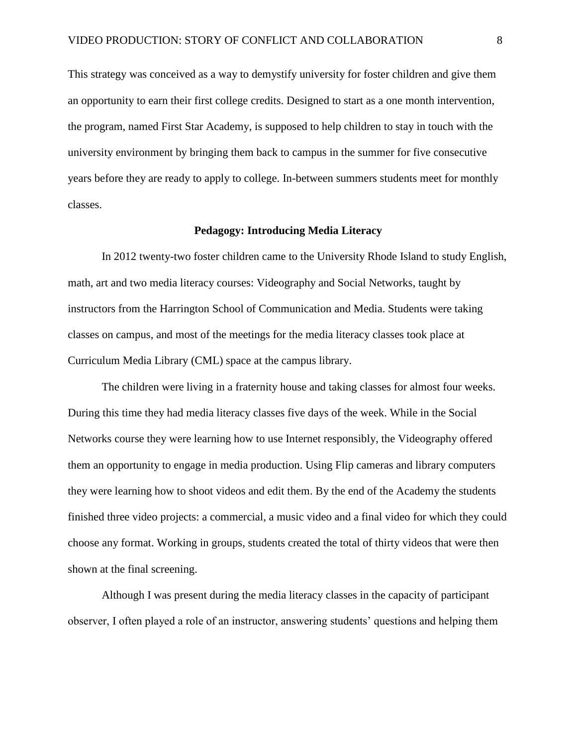This strategy was conceived as a way to demystify university for foster children and give them an opportunity to earn their first college credits. Designed to start as a one month intervention, the program, named First Star Academy, is supposed to help children to stay in touch with the university environment by bringing them back to campus in the summer for five consecutive years before they are ready to apply to college. In-between summers students meet for monthly classes.

## Pedagogy: Introducing Media Literacy

In 2012 twenty-two foster children came to the University Rhode Island to study English, math, art and two media literacy courses: Videography and Social Networks, taught by instructors from the Harrington School of Communication and Media. Students were taking classes on campus, and most of the meetings for the media literacy classes took place at Curriculum Media Library (CML) space at the campus library.

The children were living in a fraternity house and taking classes for almost four weeks. During this time they had media literacy classes five days of the week. While in the Social Networks course they were learning how to use Internet responsibly, the Videography offered them an opportunity to engage in media production. Using Flip cameras and library computers they were learning how to shoot videos and edit them. By the end of the Academy the students finished three video projects: a commercial, a music video and a final video for which they could choose any format. Working in groups, students created the total of thirty videos that were then shown at the final screening.

Although I was present during the media literacy classes in the capacity of participant observer, I often played a role of an instructor, answering students' questions and helping them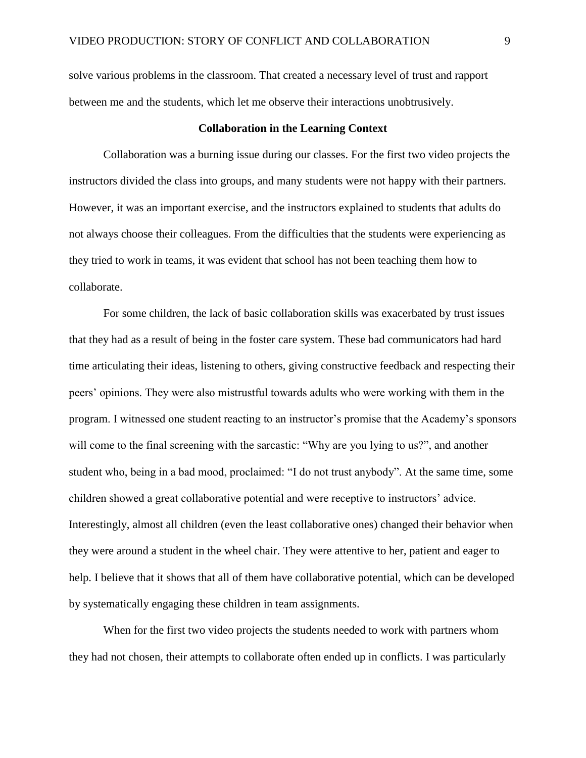solve various problems in the classroom. That created a necessary level of trust and rapport between me and the students, which let me observe their interactions unobtrusively.

## Collaboration in the Learning Context

Collaboration was a burning issue during our classes. For the first two video projects the instructors divided the class into groups, and many students were not happy with their partners. However, it was an important exercise, and the instructors explained to students that adults do not always choose their colleagues. From the difficulties that the students were experiencing as they tried to work in teams, it was evident that school has not been teaching them how to collaborate.

For some children, the lack of basic collaboration skills was exacerbated by trust issues that they had as a result of being in the foster care system. These bad communicators had hard time articulating their ideas, listening to others, giving constructive feedback and respecting their peers' opinions. They were also mistrustful towards adults who were working with them in the program. I witnessed one student reacting to an instructor's promise that the Academy's sponsors will come to the final screening with the sarcastic: "Why are you lying to us?", and another student who, being in a bad mood, proclaimed: "I do not trust anybody". At the same time, some children showed a great collaborative potential and were receptive to instructors' advice. Interestingly, almost all children (even the least collaborative ones) changed their behavior when they were around a student in the wheel chair. They were attentive to her, patient and eager to help. I believe that it shows that all of them have collaborative potential, which can be developed by systematically engaging these children in team assignments.

When for the first two video projects the students needed to work with partners whom they had not chosen, their attempts to collaborate often ended up in conflicts. I was particularly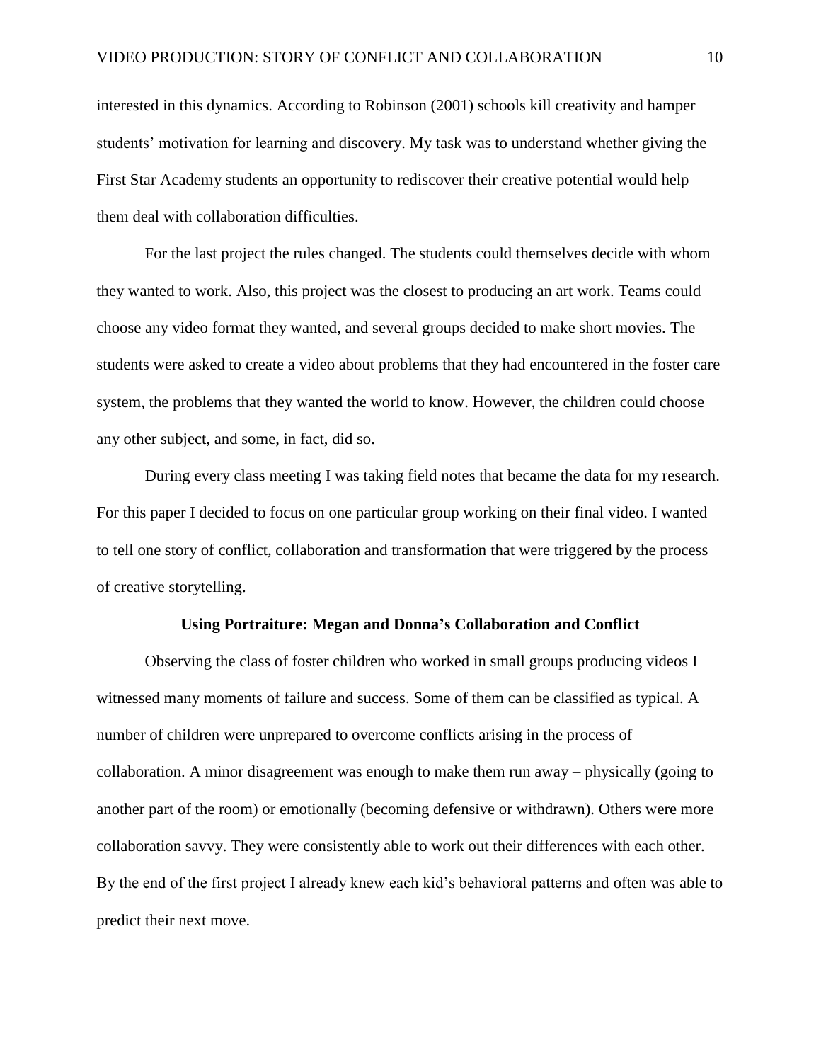interested in this dynamics. According to Robinson (2001) schools kill creativity and hamper students' motivation for learning and discovery. My task was to understand whether giving the First Star Academy students an opportunity to rediscover their creative potential would help them deal with collaboration difficulties.

For the last project the rules changed. The students could themselves decide with whom they wanted to work. Also, this project was the closest to producing an art work. Teams could choose any video format they wanted, and several groups decided to make short movies. The students were asked to create a video about problems that they had encountered in the foster care system, the problems that they wanted the world to know. However, the children could choose any other subject, and some, in fact, did so.

During every class meeting I was taking field notes that became the data for my research. For this paper I decided to focus on one particular group working on their final video. I wanted to tell one story of conflict, collaboration and transformation that were triggered by the process of creative storytelling.

## Using Portraiture: Megan and Donna's Collaboration and Conflict

Observing the class of foster children who worked in small groups producing videos I witnessed many moments of failure and success. Some of them can be classified as typical. A number of children were unprepared to overcome conflicts arising in the process of collaboration. A minor disagreement was enough to make them run away – physically (going to another part of the room) or emotionally (becoming defensive or withdrawn). Others were more collaboration savvy. They were consistently able to work out their differences with each other. By the end of the first project I already knew each kid's behavioral patterns and often was able to predict their next move.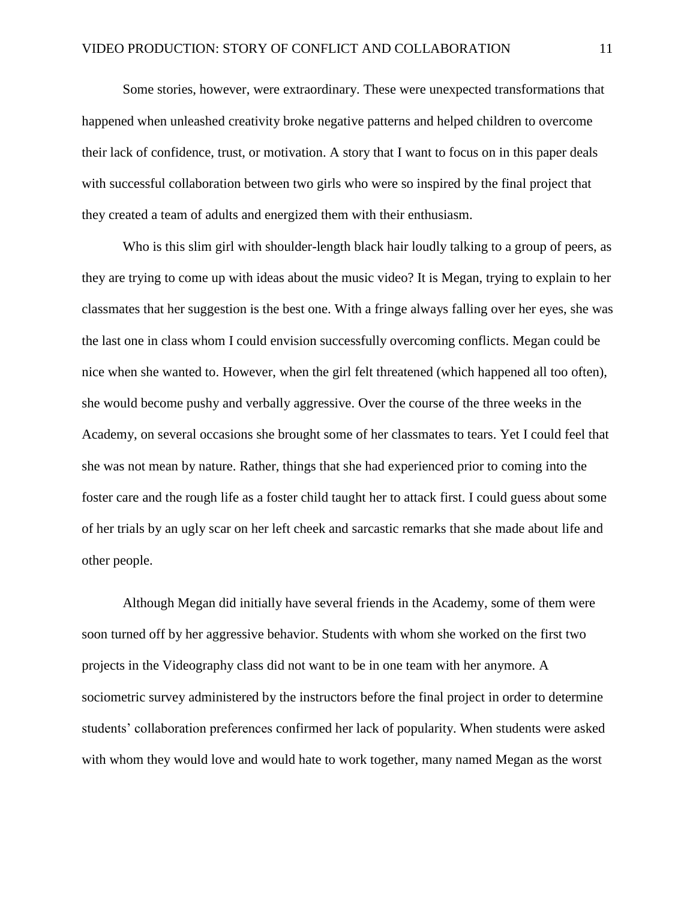Some stories, however, were extraordinary. These were unexpected transformations that happened when unleashed creativity broke negative patterns and helped children to overcome their lack of confidence, trust, or motivation. A story that I want to focus on in this paper deals with successful collaboration between two girls who were so inspired by the final project that they created a team of adults and energized them with their enthusiasm.

Who is this slim girl with shoulder-length black hair loudly talking to a group of peers, as they are trying to come up with ideas about the music video? It is Megan, trying to explain to her classmates that her suggestion is the best one. With a fringe always falling over her eyes, she was the last one in class whom I could envision successfully overcoming conflicts. Megan could be nice when she wanted to. However, when the girl felt threatened (which happened all too often), she would become pushy and verbally aggressive. Over the course of the three weeks in the Academy, on several occasions she brought some of her classmates to tears. Yet I could feel that she was not mean by nature. Rather, things that she had experienced prior to coming into the foster care and the rough life as a foster child taught her to attack first. I could guess about some of her trials by an ugly scar on her left cheek and sarcastic remarks that she made about life and other people.

Although Megan did initially have several friends in the Academy, some of them were soon turned off by her aggressive behavior. Students with whom she worked on the first two projects in the Videography class did not want to be in one team with her anymore. A sociometric survey administered by the instructors before the final project in order to determine students' collaboration preferences confirmed her lack of popularity. When students were asked with whom they would love and would hate to work together, many named Megan as the worst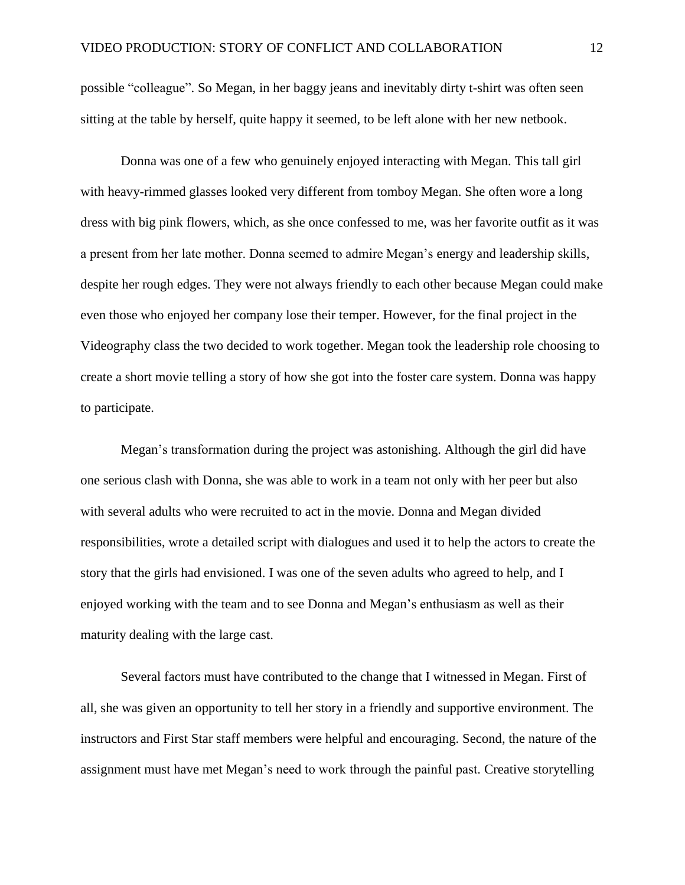possible "colleague". So Megan, in her baggy jeans and inevitably dirty t-shirt was often seen sitting at the table by herself, quite happy it seemed, to be left alone with her new netbook.

Donna was one of a few who genuinely enjoyed interacting with Megan. This tall girl with heavy-rimmed glasses looked very different from tomboy Megan. She often wore a long dress with big pink flowers, which, as she once confessed to me, was her favorite outfit as it was a present from her late mother. Donna seemed to admire Megan's energy and leadership skills, despite her rough edges. They were not always friendly to each other because Megan could make even those who enjoyed her company lose their temper. However, for the final project in the Videography class the two decided to work together. Megan took the leadership role choosing to create a short movie telling a story of how she got into the foster care system. Donna was happy to participate.

Megan's transformation during the project was astonishing. Although the girl did have one serious clash with Donna, she was able to work in a team not only with her peer but also with several adults who were recruited to act in the movie. Donna and Megan divided responsibilities, wrote a detailed script with dialogues and used it to help the actors to create the story that the girls had envisioned. I was one of the seven adults who agreed to help, and I enjoyed working with the team and to see Donna and Megan's enthusiasm as well as their maturity dealing with the large cast.

Several factors must have contributed to the change that I witnessed in Megan. First of all, she was given an opportunity to tell her story in a friendly and supportive environment. The instructors and First Star staff members were helpful and encouraging. Second, the nature of the assignment must have met Megan's need to work through the painful past. Creative storytelling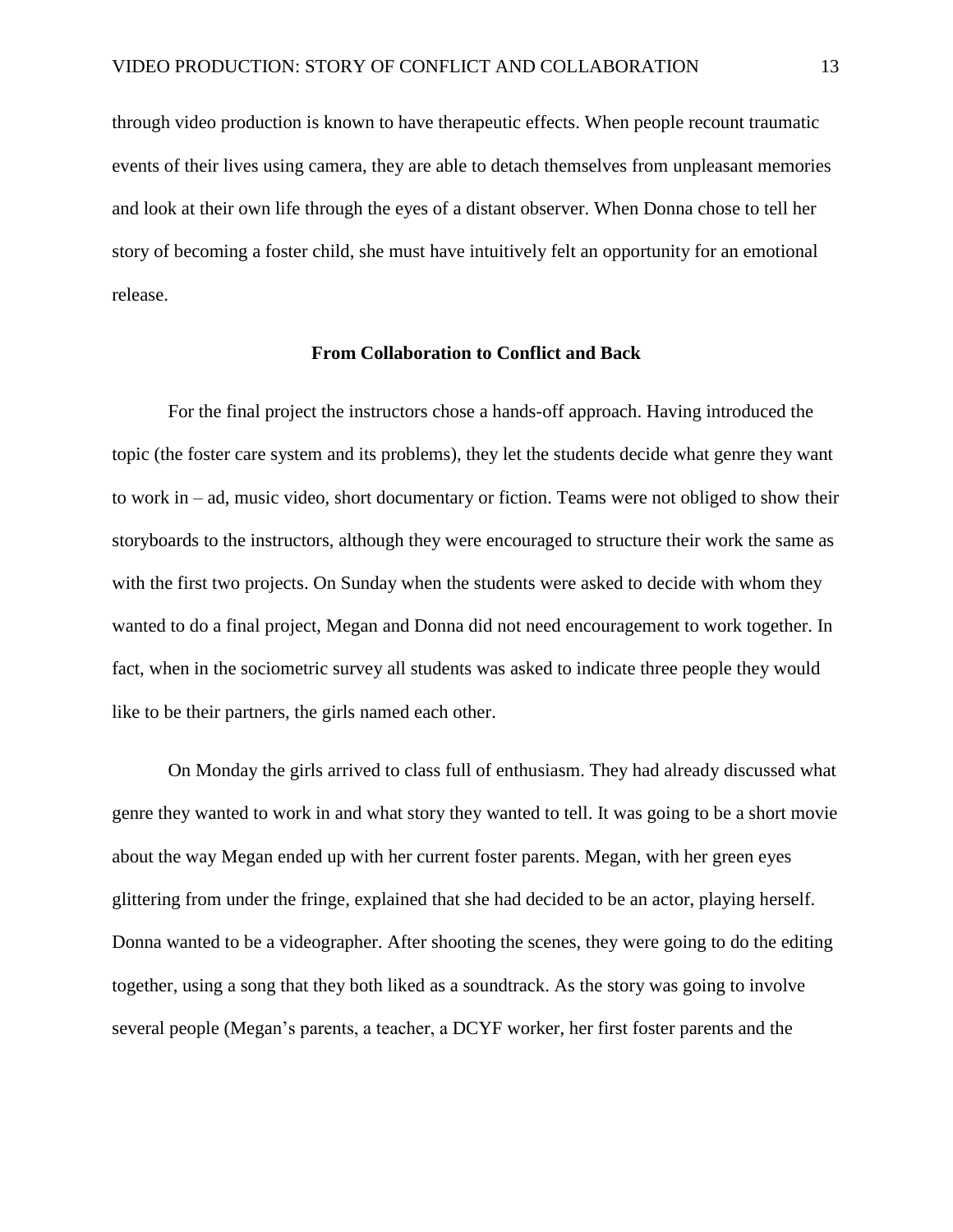through video production is known to have therapeutic effects. When people recount traumatic events of their lives using camera, they are able to detach themselves from unpleasant memories and look at their own life through the eyes of a distant observer. When Donna chose to tell her story of becoming a foster child, she must have intuitively felt an opportunity for an emotional release.

## From Collaboration to Conflict and Back

For the final project the instructors chose a hands-off approach. Having introduced the topic (the foster care system and its problems), they let the students decide what genre they want to work in – ad, music video, short documentary or fiction. Teams were not obliged to show their storyboards to the instructors, although they were encouraged to structure their work the same as with the first two projects. On Sunday when the students were asked to decide with whom they wanted to do a final project, Megan and Donna did not need encouragement to work together. In fact, when in the sociometric survey all students was asked to indicate three people they would like to be their partners, the girls named each other.

On Monday the girls arrived to class full of enthusiasm. They had already discussed what genre they wanted to work in and what story they wanted to tell. It was going to be a short movie about the way Megan ended up with her current foster parents. Megan, with her green eyes glittering from under the fringe, explained that she had decided to be an actor, playing herself. Donna wanted to be a videographer. After shooting the scenes, they were going to do the editing together, using a song that they both liked as a soundtrack. As the story was going to involve several people (Megan's parents, a teacher, a DCYF worker, her first foster parents and the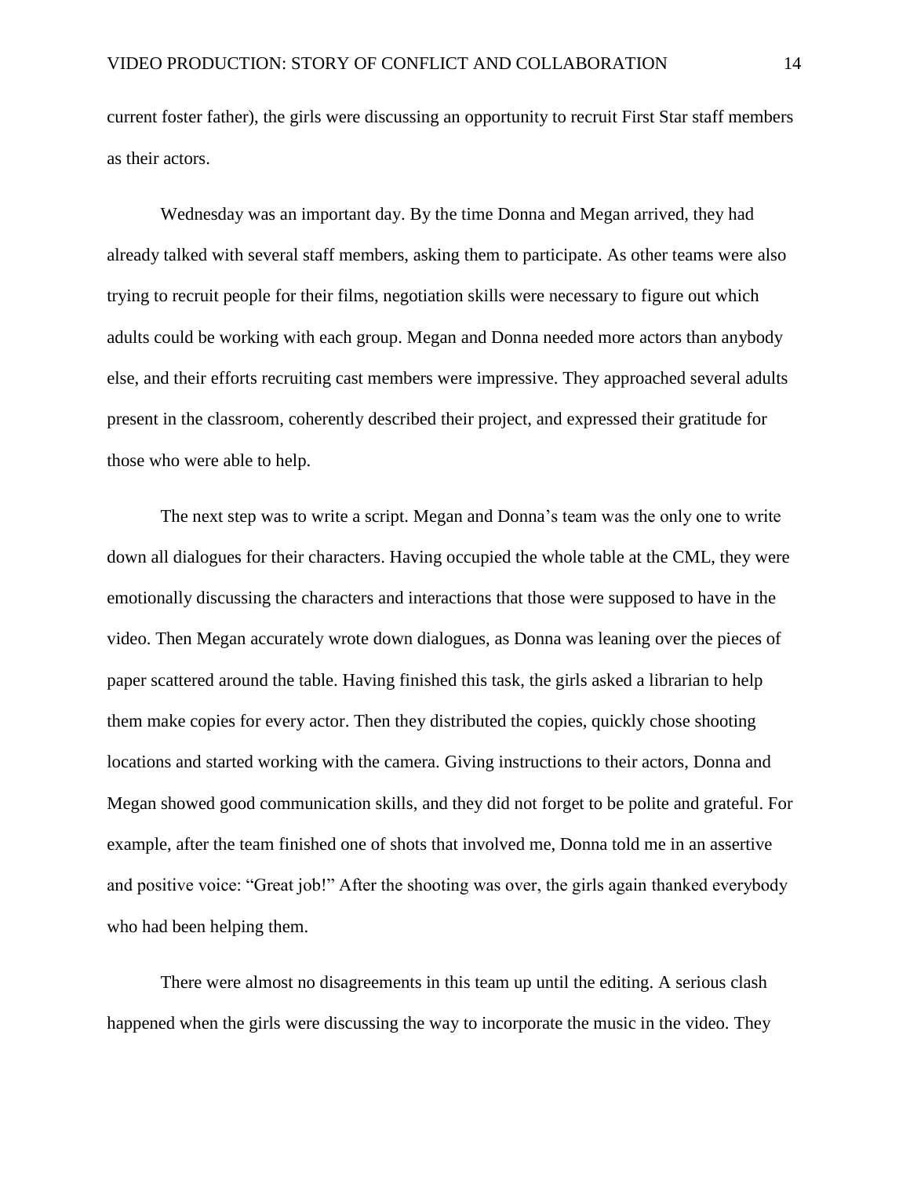current foster father), the girls were discussing an opportunity to recruit First Star staff members as their actors.

Wednesday was an important day. By the time Donna and Megan arrived, they had already talked with several staff members, asking them to participate. As other teams were also trying to recruit people for their films, negotiation skills were necessary to figure out which adults could be working with each group. Megan and Donna needed more actors than anybody else, and their efforts recruiting cast members were impressive. They approached several adults present in the classroom, coherently described their project, and expressed their gratitude for those who were able to help.

The next step was to write a script. Megan and Donna's team was the only one to write down all dialogues for their characters. Having occupied the whole table at the CML, they were emotionally discussing the characters and interactions that those were supposed to have in the video. Then Megan accurately wrote down dialogues, as Donna was leaning over the pieces of paper scattered around the table. Having finished this task, the girls asked a librarian to help them make copies for every actor. Then they distributed the copies, quickly chose shooting locations and started working with the camera. Giving instructions to their actors, Donna and Megan showed good communication skills, and they did not forget to be polite and grateful. For example, after the team finished one of shots that involved me, Donna told me in an assertive and positive voice: "Great job!" After the shooting was over, the girls again thanked everybody who had been helping them.

There were almost no disagreements in this team up until the editing. A serious clash happened when the girls were discussing the way to incorporate the music in the video. They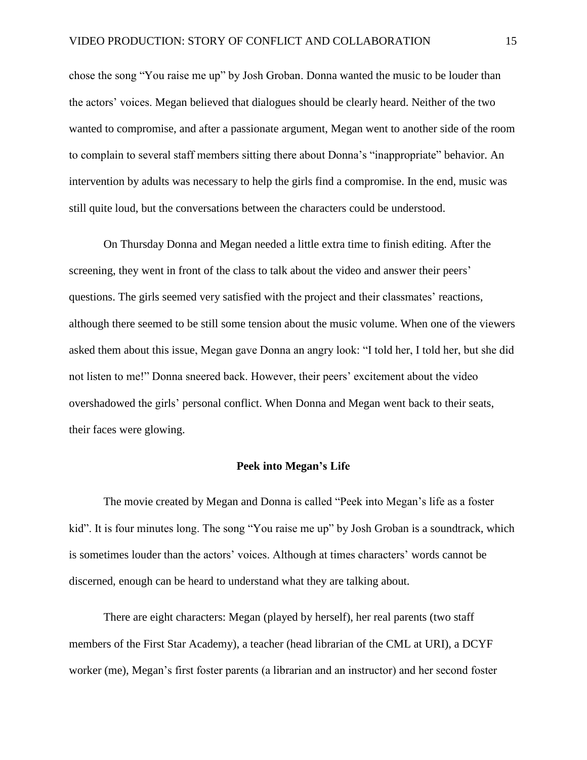chose the song "You raise me up" by Josh Groban. Donna wanted the music to be louder than the actors' voices. Megan believed that dialogues should be clearly heard. Neither of the two wanted to compromise, and after a passionate argument, Megan went to another side of the room to complain to several staff members sitting there about Donna's "inappropriate" behavior. An intervention by adults was necessary to help the girls find a compromise. In the end, music was still quite loud, but the conversations between the characters could be understood.

On Thursday Donna and Megan needed a little extra time to finish editing. After the screening, they went in front of the class to talk about the video and answer their peers' questions. The girls seemed very satisfied with the project and their classmates' reactions, although there seemed to be still some tension about the music volume. When one of the viewers asked them about this issue, Megan gave Donna an angry look: "I told her, I told her, but she did not listen to me!" Donna sneered back. However, their peers' excitement about the video overshadowed the girls' personal conflict. When Donna and Megan went back to their seats, their faces were glowing.

## Peek into Megan's Life

The movie created by Megan and Donna is called "Peek into Megan's life as a foster kid". It is four minutes long. The song "You raise me up" by Josh Groban is a soundtrack, which is sometimes louder than the actors' voices. Although at times characters' words cannot be discerned, enough can be heard to understand what they are talking about.

There are eight characters: Megan (played by herself), her real parents (two staff members of the First Star Academy), a teacher (head librarian of the CML at URI), a DCYF worker (me), Megan's first foster parents (a librarian and an instructor) and her second foster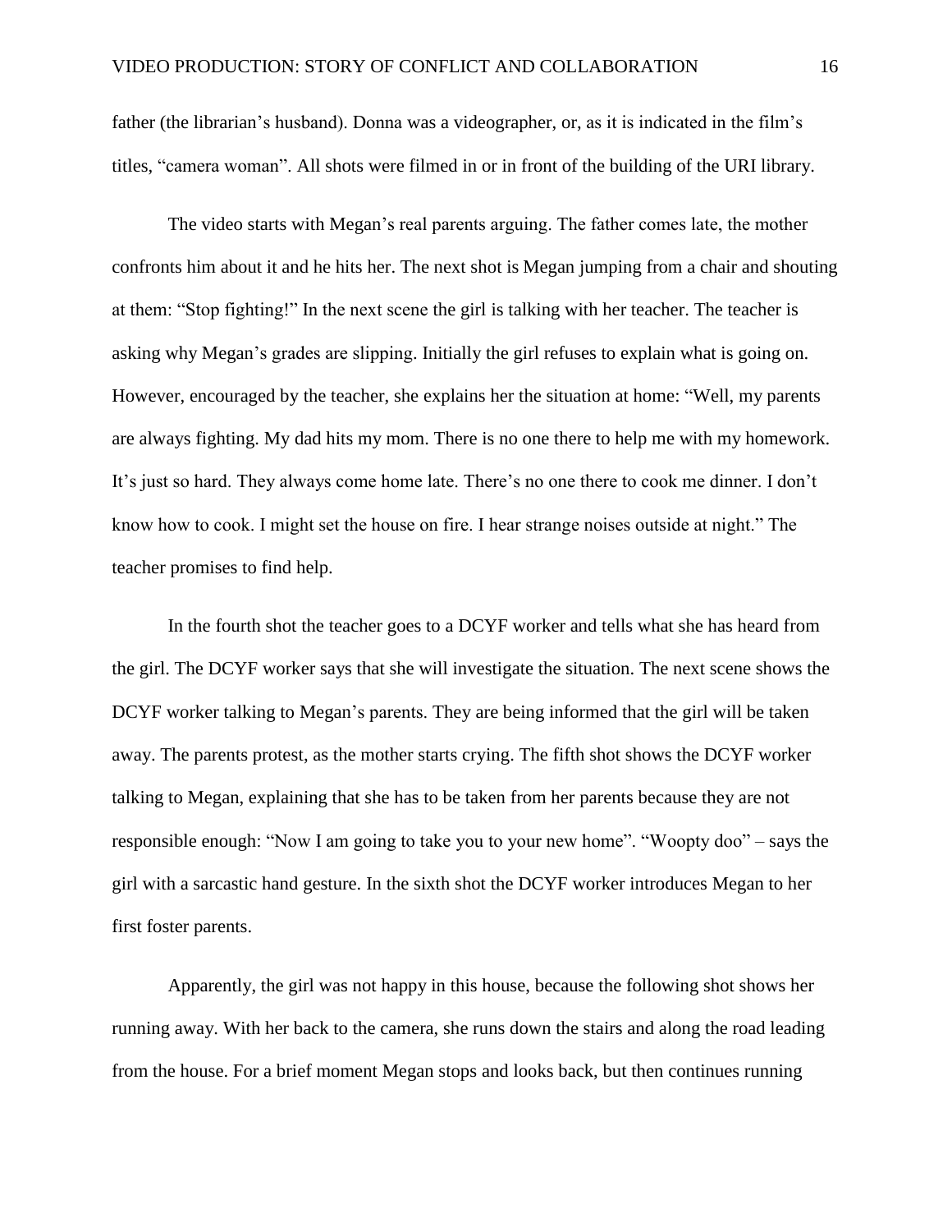father (the librarian's husband). Donna was a videographer, or, as it is indicated in the film's titles, "camera woman". All shots were filmed in or in front of the building of the URI library.

The video starts with Megan's real parents arguing. The father comes late, the mother confronts him about it and he hits her. The next shot is Megan jumping from a chair and shouting at them: "Stop fighting!" In the next scene the girl is talking with her teacher. The teacher is asking why Megan's grades are slipping. Initially the girl refuses to explain what is going on. However, encouraged by the teacher, she explains her the situation at home: "Well, my parents are always fighting. My dad hits my mom. There is no one there to help me with my homework. It's just so hard. They always come home late. There's no one there to cook me dinner. I don't know how to cook. I might set the house on fire. I hear strange noises outside at night." The teacher promises to find help.

In the fourth shot the teacher goes to a DCYF worker and tells what she has heard from the girl. The DCYF worker says that she will investigate the situation. The next scene shows the DCYF worker talking to Megan's parents. They are being informed that the girl will be taken away. The parents protest, as the mother starts crying. The fifth shot shows the DCYF worker talking to Megan, explaining that she has to be taken from her parents because they are not responsible enough: "Now I am going to take you to your new home". "Woopty doo" – says the girl with a sarcastic hand gesture. In the sixth shot the DCYF worker introduces Megan to her first foster parents.

Apparently, the girl was not happy in this house, because the following shot shows her running away. With her back to the camera, she runs down the stairs and along the road leading from the house. For a brief moment Megan stops and looks back, but then continues running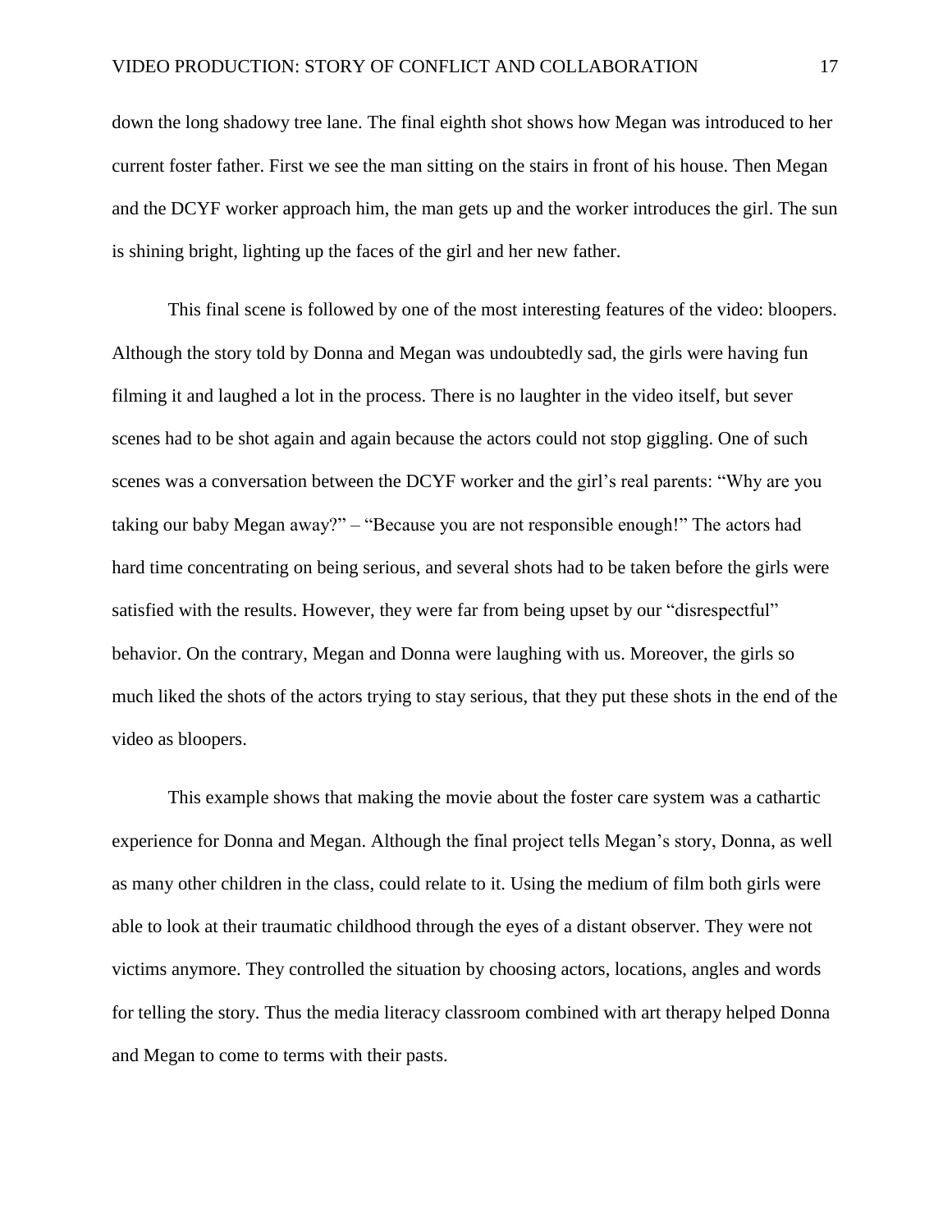down the long shadowy tree lane. The final eighth shot shows how Megan was introduced to her current foster father. First we see the man sitting on the stairs in front of his house. Then Megan and the DCYF worker approach him, the man gets up and the worker introduces the girl. The sun is shining bright, lighting up the faces of the girl and her new father.

This final scene is followed by one of the most interesting features of the video: bloopers. Although the story told by Donna and Megan was undoubtedly sad, the girls were having fun filming it and laughed a lot in the process. There is no laughter in the video itself, but sever scenes had to be shot again and again because the actors could not stop giggling. One of such scenes was a conversation between the DCYF worker and the girl's real parents: "Why are you taking our baby Megan away?" – "Because you are not responsible enough!" The actors had hard time concentrating on being serious, and several shots had to be taken before the girls were satisfied with the results. However, they were far from being upset by our "disrespectful" behavior. On the contrary, Megan and Donna were laughing with us. Moreover, the girls so much liked the shots of the actors trying to stay serious, that they put these shots in the end of the video as bloopers.

This example shows that making the movie about the foster care system was a cathartic experience for Donna and Megan. Although the final project tells Megan's story, Donna, as well as many other children in the class, could relate to it. Using the medium of film both girls were able to look at their traumatic childhood through the eyes of a distant observer. They were not victims anymore. They controlled the situation by choosing actors, locations, angles and words for telling the story. Thus the media literacy classroom combined with art therapy helped Donna and Megan to come to terms with their pasts.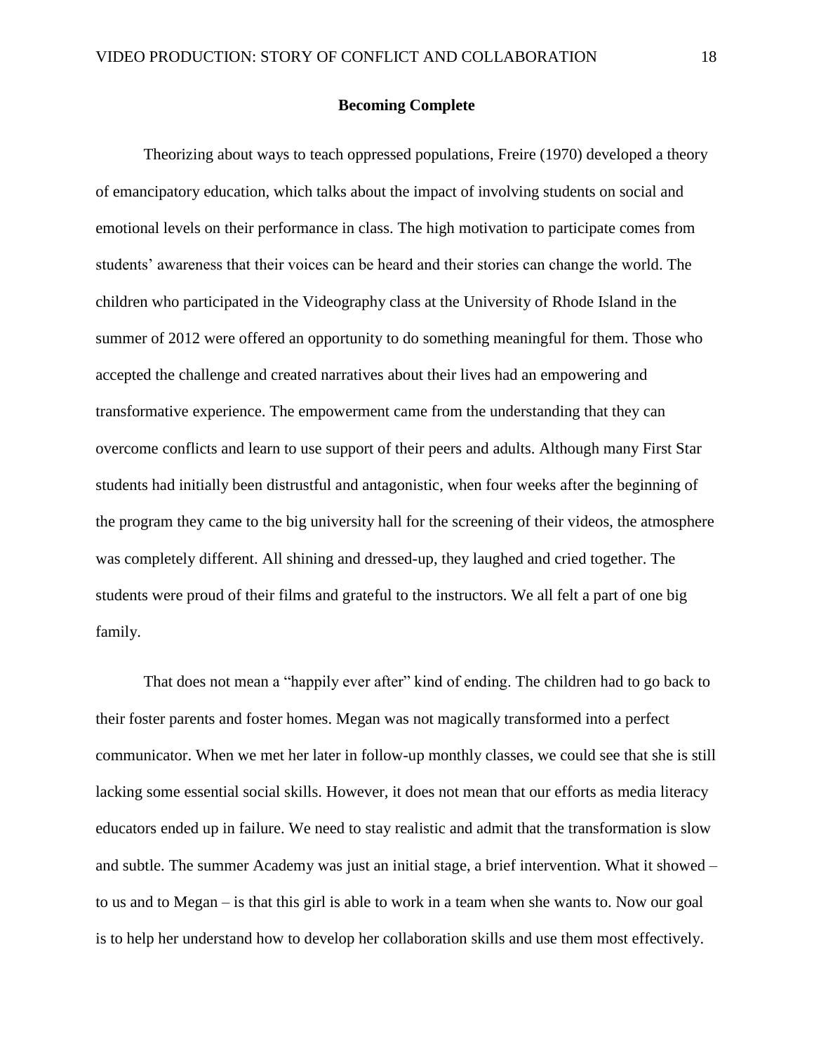## Becoming Complete

Theorizing about ways to teach oppressed populations, Freire (1970) developed a theory of emancipatory education, which talks about the impact of involving students on social and emotional levels on their performance in class. The high motivation to participate comes from students' awareness that their voices can be heard and their stories can change the world. The children who participated in the Videography class at the University of Rhode Island in the summer of 2012 were offered an opportunity to do something meaningful for them. Those who accepted the challenge and created narratives about their lives had an empowering and transformative experience. The empowerment came from the understanding that they can overcome conflicts and learn to use support of their peers and adults. Although many First Star students had initially been distrustful and antagonistic, when four weeks after the beginning of the program they came to the big university hall for the screening of their videos, the atmosphere was completely different. All shining and dressed-up, they laughed and cried together. The students were proud of their films and grateful to the instructors. We all felt a part of one big family.

That does not mean a "happily ever after" kind of ending. The children had to go back to their foster parents and foster homes. Megan was not magically transformed into a perfect communicator. When we met her later in follow-up monthly classes, we could see that she is still lacking some essential social skills. However, it does not mean that our efforts as media literacy educators ended up in failure. We need to stay realistic and admit that the transformation is slow and subtle. The summer Academy was just an initial stage, a brief intervention. What it showed – to us and to Megan – is that this girl is able to work in a team when she wants to. Now our goal is to help her understand how to develop her collaboration skills and use them most effectively.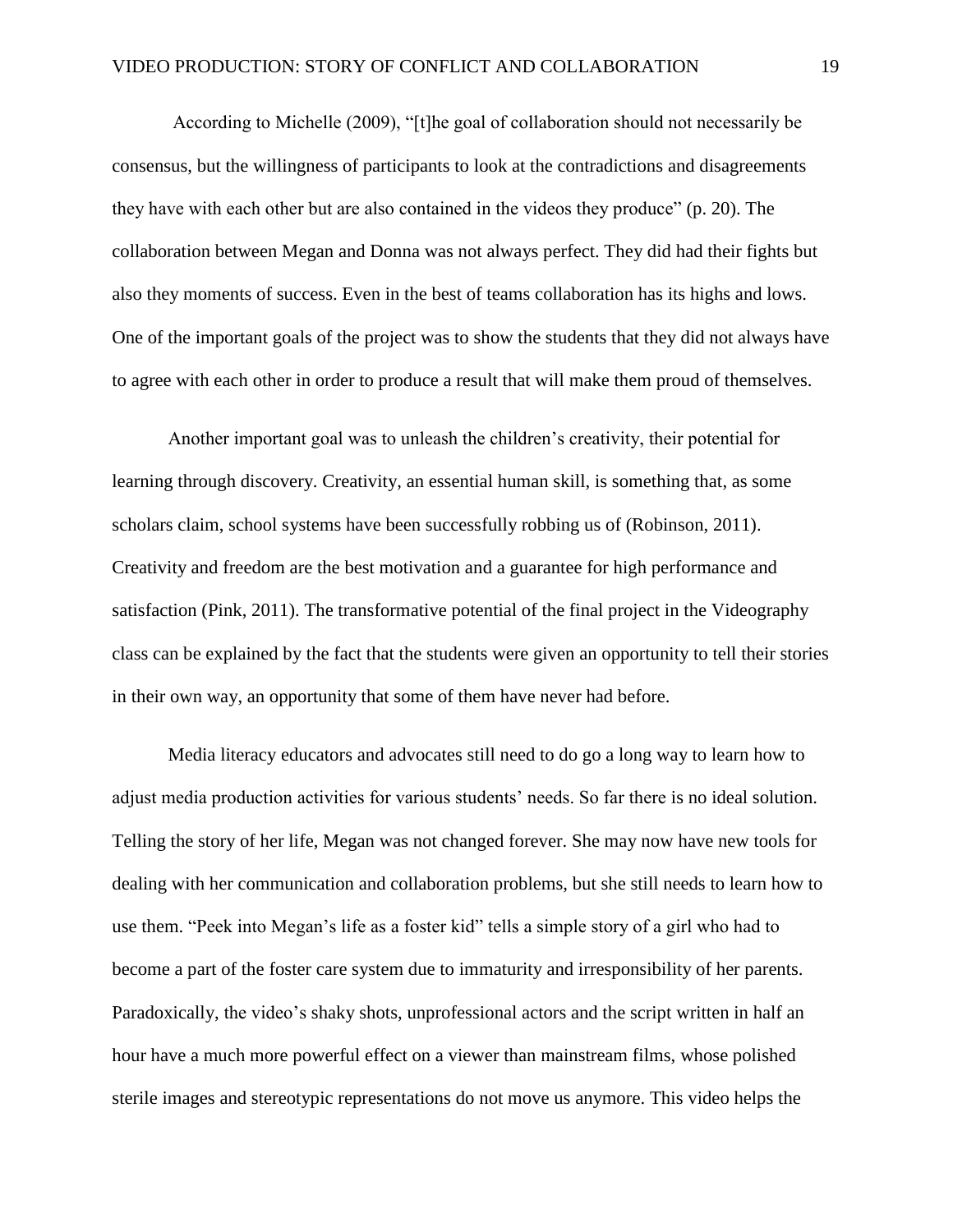According to Michelle (2009), "[t]he goal of collaboration should not necessarily be consensus, but the willingness of participants to look at the contradictions and disagreements they have with each other but are also contained in the videos they produce" (p. 20). The collaboration between Megan and Donna was not always perfect. They did had their fights but also they moments of success. Even in the best of teams collaboration has its highs and lows. One of the important goals of the project was to show the students that they did not always have to agree with each other in order to produce a result that will make them proud of themselves.

Another important goal was to unleash the children's creativity, their potential for learning through discovery. Creativity, an essential human skill, is something that, as some scholars claim, school systems have been successfully robbing us of (Robinson, 2011). Creativity and freedom are the best motivation and a guarantee for high performance and satisfaction (Pink, 2011). The transformative potential of the final project in the Videography class can be explained by the fact that the students were given an opportunity to tell their stories in their own way, an opportunity that some of them have never had before.

Media literacy educators and advocates still need to do go a long way to learn how to adjust media production activities for various students' needs. So far there is no ideal solution. Telling the story of her life, Megan was not changed forever. She may now have new tools for dealing with her communication and collaboration problems, but she still needs to learn how to use them. "Peek into Megan's life as a foster kid" tells a simple story of a girl who had to become a part of the foster care system due to immaturity and irresponsibility of her parents. Paradoxically, the video's shaky shots, unprofessional actors and the script written in half an hour have a much more powerful effect on a viewer than mainstream films, whose polished sterile images and stereotypic representations do not move us anymore. This video helps the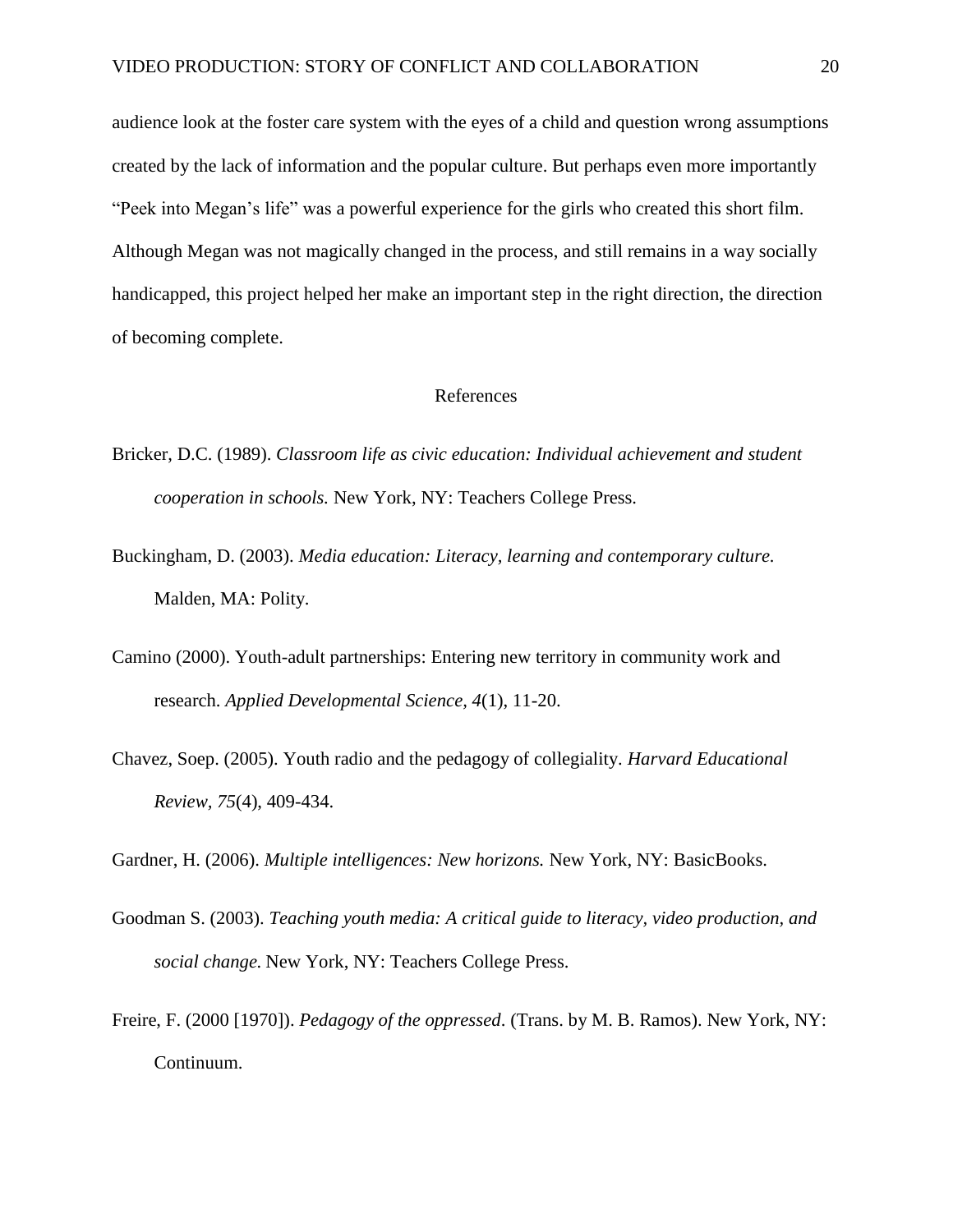audience look at the foster care system with the eyes of a child and question wrong assumptions created by the lack of information and the popular culture. But perhaps even more importantly "Peek into Megan's life" was a powerful experience for the girls who created this short film. Although Megan was not magically changed in the process, and still remains in a way socially handicapped, this project helped her make an important step in the right direction, the direction of becoming complete.

## References

Bricker, D.C. (1989). *Classroom life as civic education: Individual achievement and student cooperation in schools.* New York, NY: Teachers College Press.

Buckingham, D. (2003). *Media education: Literacy, learning and contemporary culture.* Malden, MA: Polity.

Camino (2000). Youth-adult partnerships: Entering new territory in community work and research. *Applied Developmental Science, 4*(1), 11-20.

Chavez, Soep. (2005). Youth radio and the pedagogy of collegiality. *Harvard Educational Review, 75*(4), 409-434.

Gardner, H. (2006). *Multiple intelligences: New horizons.* New York, NY: BasicBooks.

Goodman S. (2003). *Teaching youth media: A critical guide to literacy, video production, and social change.* New York, NY: Teachers College Press.

Freire, F. (2000 [1970]). *Pedagogy of the oppressed*. (Trans. by M. B. Ramos). New York, NY: Continuum.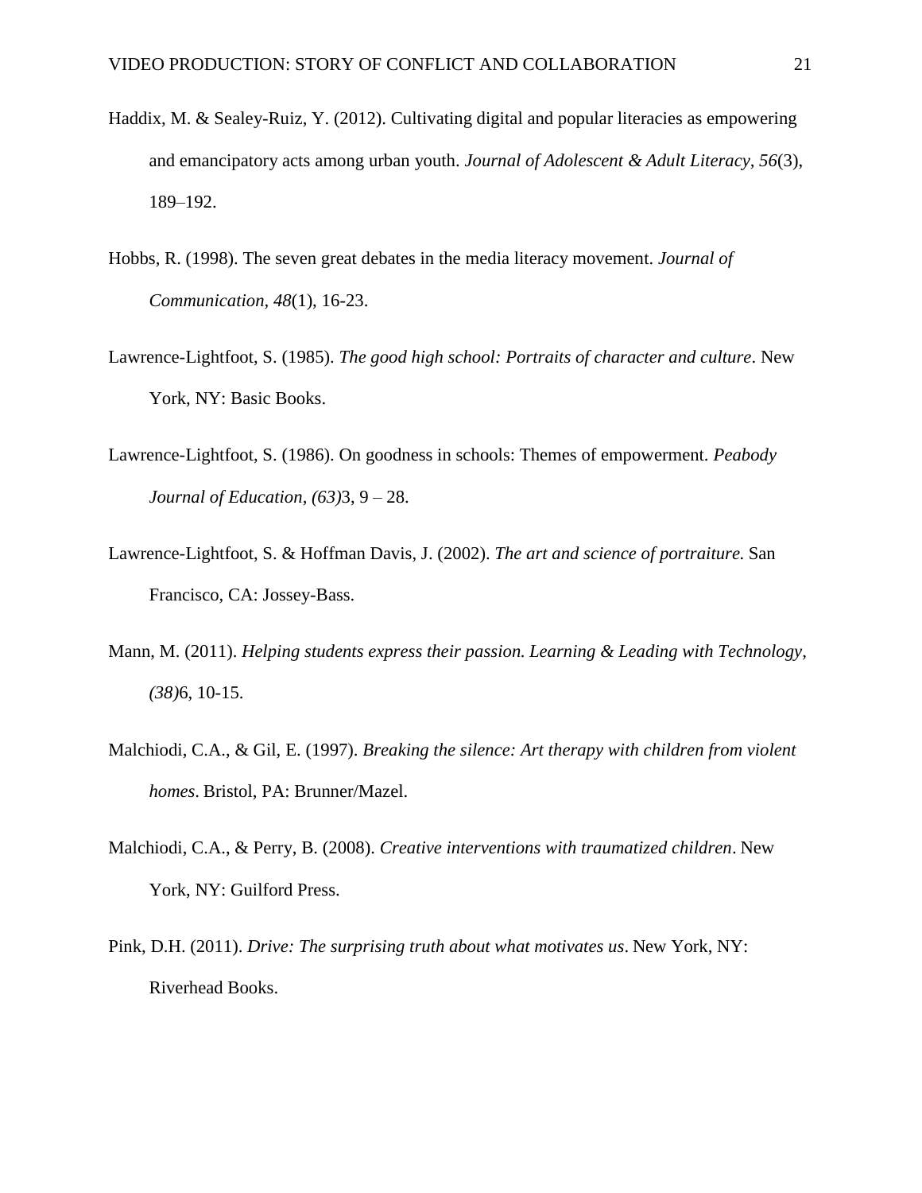Haddix, M. & Sealey-Ruiz, Y. (2012). Cultivating digital and popular literacies as empowering and emancipatory acts among urban youth. *Journal of Adolescent & Adult Literacy, 56*(3), 189–192.

Hobbs, R. (1998). The seven great debates in the media literacy movement. *Journal of Communication, 48*(1), 16-23.

Lawrence-Lightfoot, S. (1985). *The good high school: Portraits of character and culture*. New York, NY: Basic Books.

Lawrence-Lightfoot, S. (1986). On goodness in schools: Themes of empowerment. *Peabody Journal of Education, (63)*3, 9 – 28.

Lawrence-Lightfoot, S. & Hoffman Davis, J. (2002). *The art and science of portraiture.* San Francisco, CA: Jossey-Bass.

Mann, M. (2011). *Helping students express their passion. Learning & Leading with Technology, (38)*6, 10-15.

Malchiodi, C.A., & Gil, E. (1997). *Breaking the silence: Art therapy with children from violent homes*. Bristol, PA: Brunner/Mazel.

Malchiodi, C.A., & Perry, B. (2008). *Creative interventions with traumatized children*. New York, NY: Guilford Press.

Pink, D.H. (2011). *Drive: The surprising truth about what motivates us*. New York, NY: Riverhead Books.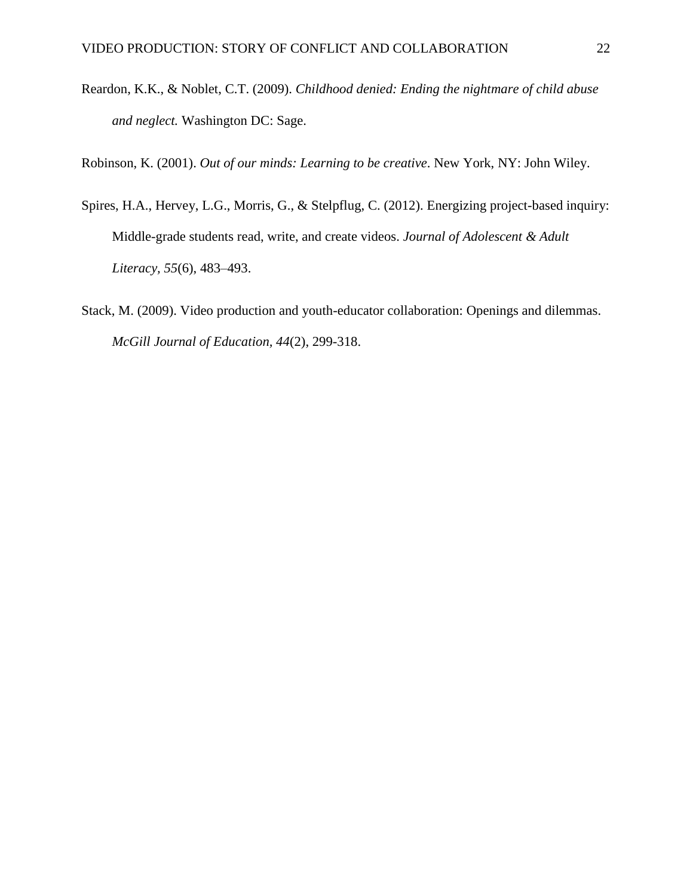Reardon, K.K., & Noblet, C.T. (2009). *Childhood denied: Ending the nightmare of child abuse and neglect.* Washington DC: Sage.

Robinson, K. (2001). *Out of our minds: Learning to be creative*. New York, NY: John Wiley.

Spires, H.A., Hervey, L.G., Morris, G., & Stelpflug, C. (2012). Energizing project-based inquiry: Middle-grade students read, write, and create videos. *Journal of Adolescent & Adult Literacy*, *55*(6), 483–493.

Stack, M. (2009). Video production and youth-educator collaboration: Openings and dilemmas. *McGill Journal of Education, 44*(2), 299-318.